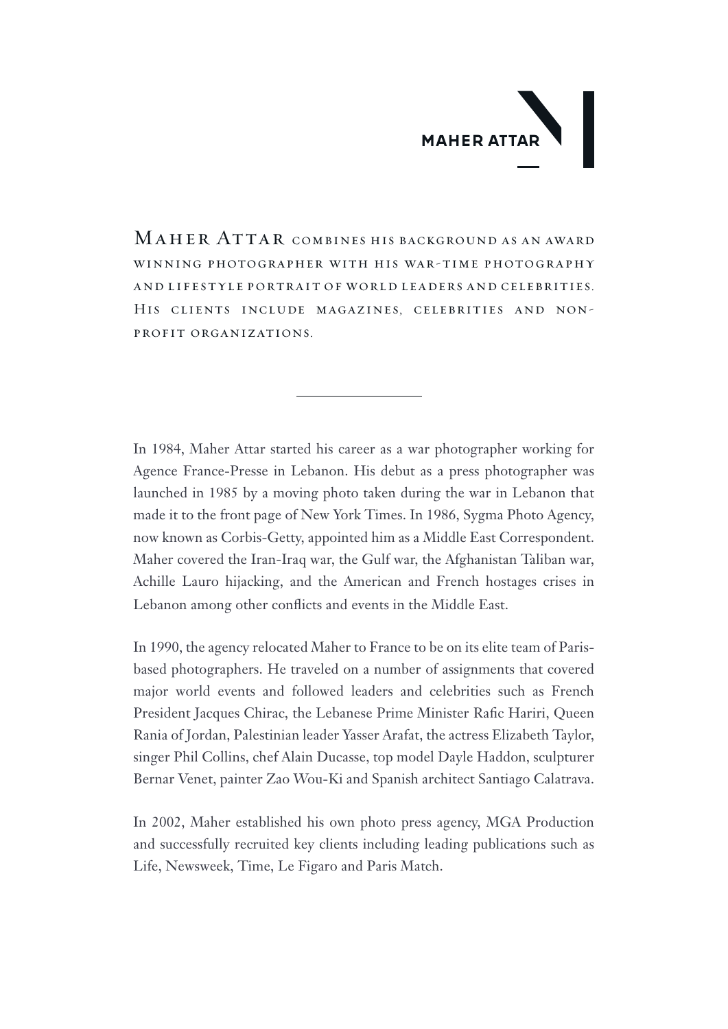# MAHER ATTAR

**Maher Attar combines his background as an award winning photographer with his war-time photography and lifestyle portrait of world leaders and celebrities. His clients include magazines, celebrities and non-profit organizations.**

---

In 1984, Maher Attar started his career as a war photographer working for Agence France-Presse in Lebanon. His debut as a press photographer was launched in 1985 by a moving photo taken during the war in Lebanon that made it to the front page of New York Times. In 1986, Sygma Photo Agency, now known as Corbis-Getty, appointed him as a Middle East Correspondent. Maher covered the Iran-Iraq war, the Gulf war, the Afghanistan Taliban war, Achille Lauro hijacking, and the American and French hostages crises in Lebanon among other conflicts and events in the Middle East.

In 1990, the agency relocated Maher to France to be on its elite team of Paris-based photographers. He traveled on a number of assignments that covered major world events and followed leaders and celebrities such as French President Jacques Chirac, the Lebanese Prime Minister Rafic Hariri, Queen Rania of Jordan, Palestinian leader Yasser Arafat, the actress Elizabeth Taylor, singer Phil Collins, chef Alain Ducasse, top model Dayle Haddon, sculpturer Bernar Venet, painter Zao Wou-Ki and Spanish architect Santiago Calatrava.

In 2002, Maher established his own photo press agency, MGA Production and successfully recruited key clients including leading publications such as Life, Newsweek, Time, Le Figaro and Paris Match.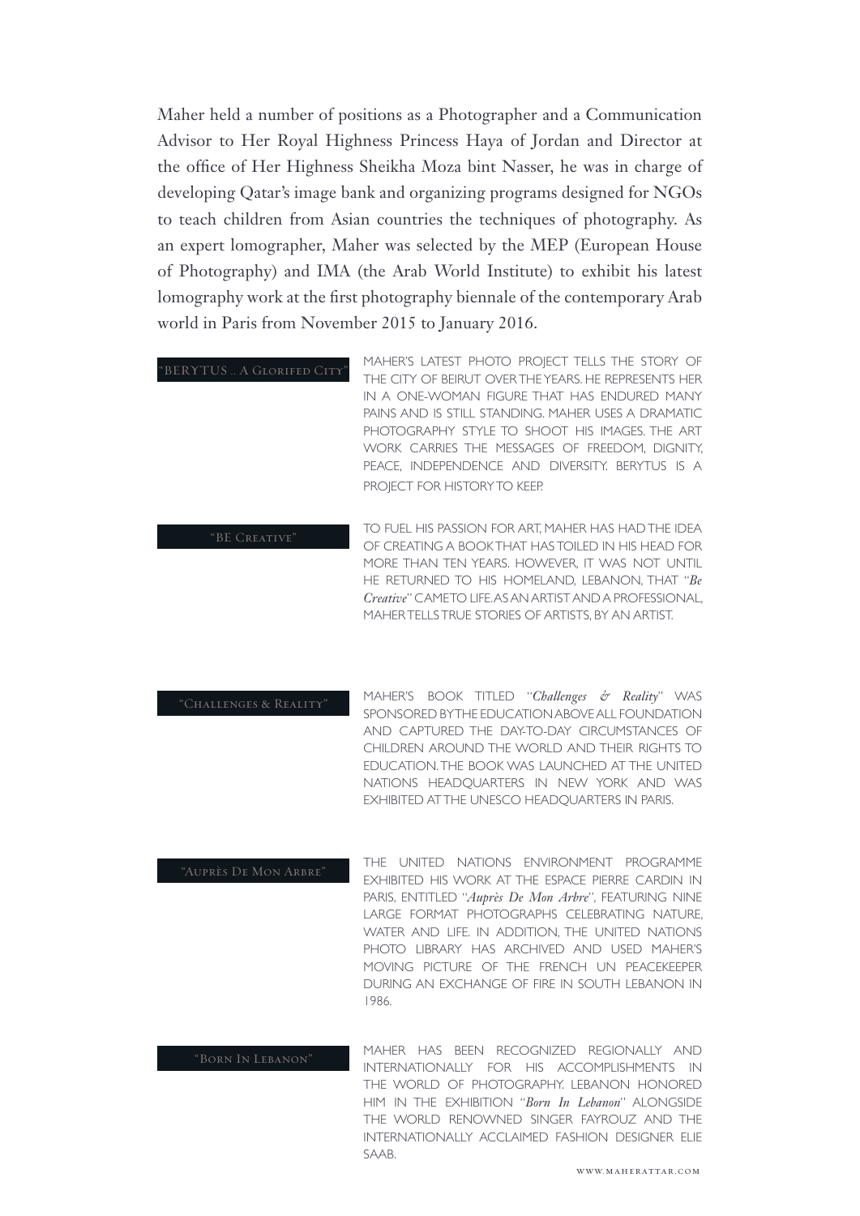Maher held a number of positions as a Photographer and a Communication Advisor to Her Royal Highness Princess Haya of Jordan and Director at the office of Her Highness Sheikha Moza bint Nasser, he was in charge of developing Qatar's image bank and organizing programs designed for NGOs to teach children from Asian countries the techniques of photography. As an expert lomographer, Maher was selected by the MEP (European House of Photography) and IMA (the Arab World Institute) to exhibit his latest lomography work at the first photography biennale of the contemporary Arab world in Paris from November 2015 to January 2016.

### "BERYTUS .. A Glorifed City"

MAHER'S LATEST PHOTO PROJECT TELLS THE STORY OF THE CITY OF BEIRUT OVER THE YEARS. HE REPRESENTS HER IN A ONE-WOMAN FIGURE THAT HAS ENDURED MANY PAINS AND IS STILL STANDING. MAHER USES A DRAMATIC PHOTOGRAPHY STYLE TO SHOOT HIS IMAGES. THE ART WORK CARRIES THE MESSAGES OF FREEDOM, DIGNITY, PEACE, INDEPENDENCE AND DIVERSITY. BERYTUS IS A PROJECT FOR HISTORY TO KEEP.

### "BE Creative"

TO FUEL HIS PASSION FOR ART, MAHER HAS HAD THE IDEA OF CREATING A BOOK THAT HAS TOILED IN HIS HEAD FOR MORE THAN TEN YEARS. HOWEVER, IT WAS NOT UNTIL HE RETURNED TO HIS HOMELAND, LEBANON, THAT "*Be Creative*" CAME TO LIFE. AS AN ARTIST AND A PROFESSIONAL, MAHER TELLS TRUE STORIES OF ARTISTS, BY AN ARTIST.

### "Challenges & Reality"

MAHER'S BOOK TITLED "*Challenges & Reality*" WAS SPONSORED BY THE EDUCATION ABOVE ALL FOUNDATION AND CAPTURED THE DAY-TO-DAY CIRCUMSTANCES OF CHILDREN AROUND THE WORLD AND THEIR RIGHTS TO EDUCATION. THE BOOK WAS LAUNCHED AT THE UNITED NATIONS HEADQUARTERS IN NEW YORK AND WAS EXHIBITED AT THE UNESCO HEADQUARTERS IN PARIS.

### "Auprès De Mon Arbre"

THE UNITED NATIONS ENVIRONMENT PROGRAMME EXHIBITED HIS WORK AT THE ESPACE PIERRE CARDIN IN PARIS, ENTITLED "*Auprès De Mon Arbre*", FEATURING NINE LARGE FORMAT PHOTOGRAPHS CELEBRATING NATURE, WATER AND LIFE. IN ADDITION, THE UNITED NATIONS PHOTO LIBRARY HAS ARCHIVED AND USED MAHER'S MOVING PICTURE OF THE FRENCH UN PEACEKEEPER DURING AN EXCHANGE OF FIRE IN SOUTH LEBANON IN 1986.

### "Born In Lebanon"

MAHER HAS BEEN RECOGNIZED REGIONALLY AND INTERNATIONALLY FOR HIS ACCOMPLISHMENTS IN THE WORLD OF PHOTOGRAPHY. LEBANON HONORED HIM IN THE EXHIBITION "*Born In Lebanon*" ALONGSIDE THE WORLD RENOWNED SINGER FAYROUZ AND THE INTERNATIONALLY ACCLAIMED FASHION DESIGNER ELIE SAAB.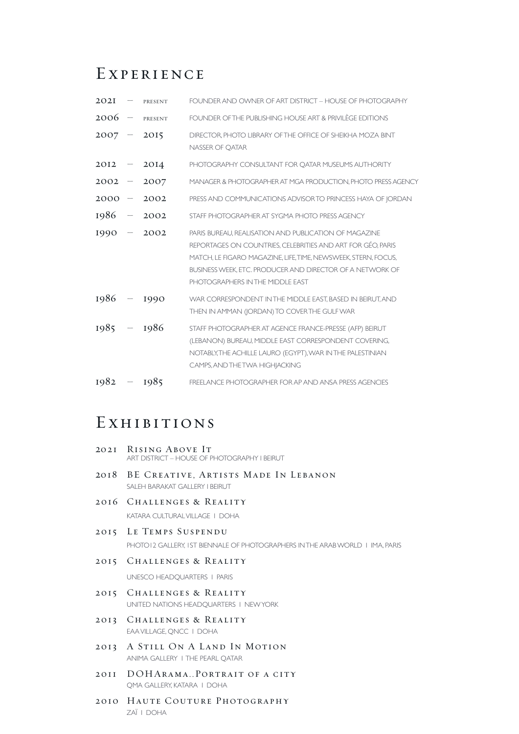## Experience

- **2021 – present** FOUNDER AND OWNER OF ART DISTRICT – HOUSE OF PHOTOGRAPHY
- **2006 – present** FOUNDER OF THE PUBLISHING HOUSE ART & PRIVILÈGE EDITIONS
- **2007 – 2015** DIRECTOR, PHOTO LIBRARY OF THE OFFICE OF SHEIKHA MOZA BINT NASSER OF QATAR
- **2012 – 2014** PHOTOGRAPHY CONSULTANT FOR QATAR MUSEUMS AUTHORITY
- **2002 – 2007** MANAGER & PHOTOGRAPHER AT MGA PRODUCTION, PHOTO PRESS AGENCY
- **2000 – 2002** PRESS AND COMMUNICATIONS ADVISOR TO PRINCESS HAYA OF JORDAN
- **1986 – 2002** STAFF PHOTOGRAPHER AT SYGMA PHOTO PRESS AGENCY
- **1990 – 2002** PARIS BUREAU, REALISATION AND PUBLICATION OF MAGAZINE REPORTAGES ON COUNTRIES, CELEBRITIES AND ART FOR GÉO, PARIS MATCH, LE FIGARO MAGAZINE, LIFE, TIME, NEWSWEEK, STERN, FOCUS, BUSINESS WEEK, ETC. PRODUCER AND DIRECTOR OF A NETWORK OF PHOTOGRAPHERS IN THE MIDDLE EAST
- **1986 – 1990** WAR CORRESPONDENT IN THE MIDDLE EAST, BASED IN BEIRUT, AND THEN IN AMMAN (JORDAN) TO COVER THE GULF WAR
- **1985 – 1986** STAFF PHOTOGRAPHER AT AGENCE FRANCE-PRESSE (AFP) BEIRUT (LEBANON) BUREAU, MIDDLE EAST CORRESPONDENT COVERING, NOTABLY, THE ACHILLE LAURO (EGYPT), WAR IN THE PALESTINIAN CAMPS, AND THE TWA HIGHJACKING
- **1982 – 1985** FREELANCE PHOTOGRAPHER FOR AP AND ANSA PRESS AGENCIES

## Exhibitions

- **2021 Rising Above It**
  ART DISTRICT – HOUSE OF PHOTOGRAPHY | BEIRUT
- **2018 BE Creative, Artists Made In Lebanon**
  SALEH BARAKAT GALLERY | BEIRUT
- **2016 Challenges & Reality**
  KATARA CULTURAL VILLAGE | DOHA
- **2015 Le Temps Suspendu**
  PHOTO12 GALLERY, 1ST BIENNALE OF PHOTOGRAPHERS IN THE ARAB WORLD | IMA, PARIS
- **2015 Challenges & Reality**
  UNESCO HEADQUARTERS | PARIS
- **2015 Challenges & Reality**
  UNITED NATIONS HEADQUARTERS | NEW YORK
- **2013 Challenges & Reality**
  EAA VILLAGE, QNCC | DOHA
- **2013 A Still On A Land In Motion**
  ANIMA GALLERY | THE PEARL QATAR
- **2011 DOHArama..Portrait of a city**
  QMA GALLERY, KATARA | DOHA
- **2010 Haute Couture Photography**
  ZAÏ | DOHA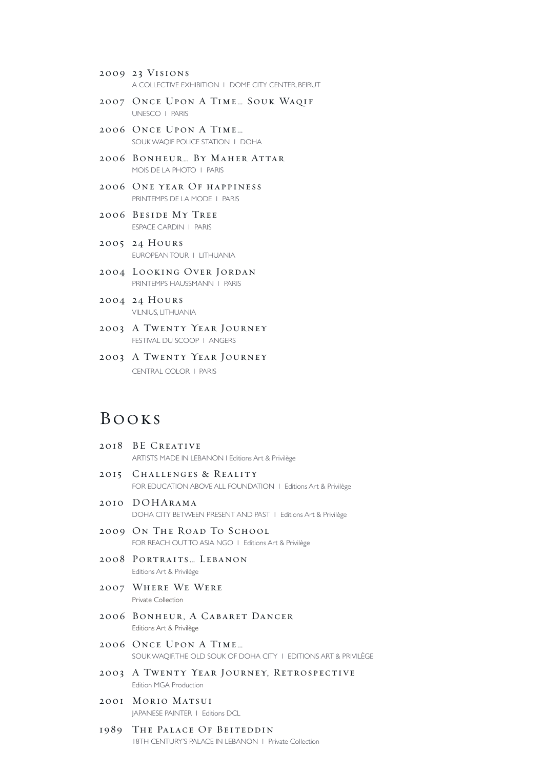2009 23 Visions
A COLLECTIVE EXHIBITION I DOME CITY CENTER, BEIRUT

2007 Once Upon A Time… Souk Waqif
UNESCO I PARIS

2006 Once Upon A Time…
SOUK WAQIF POLICE STATION I DOHA

2006 Bonheur… By Maher Attar
MOIS DE LA PHOTO I PARIS

2006 One year Of happiness
PRINTEMPS DE LA MODE I PARIS

2006 Beside My Tree
ESPACE CARDIN I PARIS

2005 24 Hours
EUROPEAN TOUR I LITHUANIA

2004 Looking Over Jordan
PRINTEMPS HAUSSMANN I PARIS

2004 24 Hours
VILNIUS, LITHUANIA

2003 A Twenty Year Journey
FESTIVAL DU SCOOP I ANGERS

2003 A Twenty Year Journey
CENTRAL COLOR I PARIS

# Books

2018 BE Creative
ARTISTS MADE IN LEBANON I Editions Art & Privilège

2015 Challenges & Reality
FOR EDUCATION ABOVE ALL FOUNDATION I Editions Art & Privilège

2010 DOHArama
DOHA CITY BETWEEN PRESENT AND PAST I Editions Art & Privilège

2009 On The Road To School
FOR REACH OUT TO ASIA NGO I Editions Art & Privilège

2008 Portraits… Lebanon
Editions Art & Privilège

2007 Where We Were
Private Collection

2006 Bonheur, A Cabaret Dancer
Editions Art & Privilège

2006 Once Upon A Time…
SOUK WAQIF, THE OLD SOUK OF DOHA CITY I EDITIONS ART & PRIVILÈGE

2003 A Twenty Year Journey, Retrospective
Edition MGA Production

2001 Morio Matsui
JAPANESE PAINTER I Editions DCL

1989 The Palace Of Beiteddin
18TH CENTURY'S PALACE IN LEBANON I Private Collection